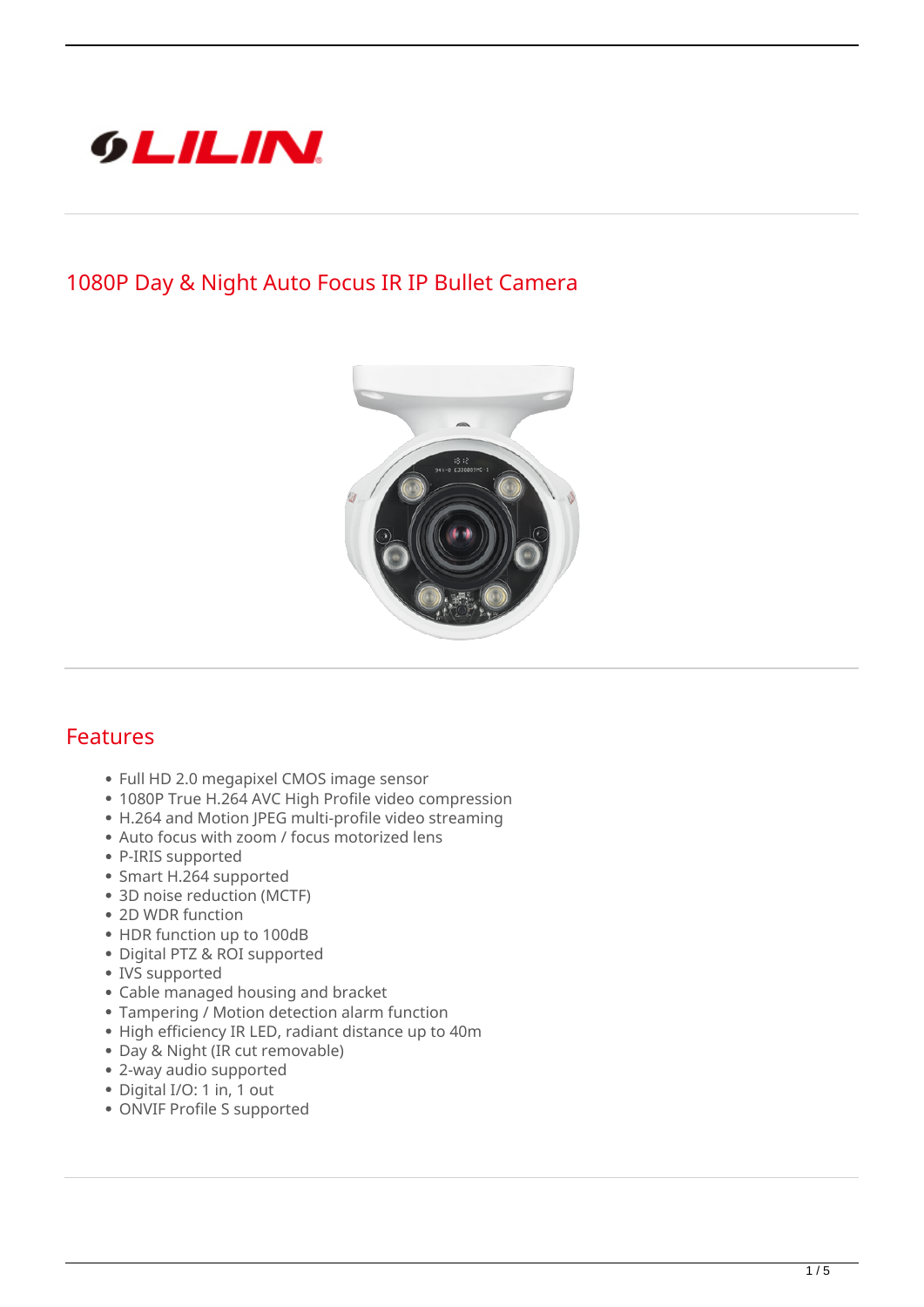# 1080P Day & Night Auto Focus IR IP Bullet Camera

## Features

- Full HD 2.0 megapixel CMOS image sensor
- 1080P True H.264 AVC High Profile video compression
- H.264 and Motion JPEG multi-profile video streaming
- Auto focus with zoom / focus motorized lens
- P-IRIS supported
- Smart H.264 supported
- 3D noise reduction (MCTF)
- 2D WDR function
- HDR function up to 100dB
- Digital PTZ & ROI supported
- IVS supported
- Cable managed housing and bracket
- Tampering / Motion detection alarm function
- High efficiency IR LED, radiant distance up to 40m
- Day & Night (IR cut removable)
- 2-way audio supported
- Digital I/O: 1 in, 1 out
- ONVIF Profile S supported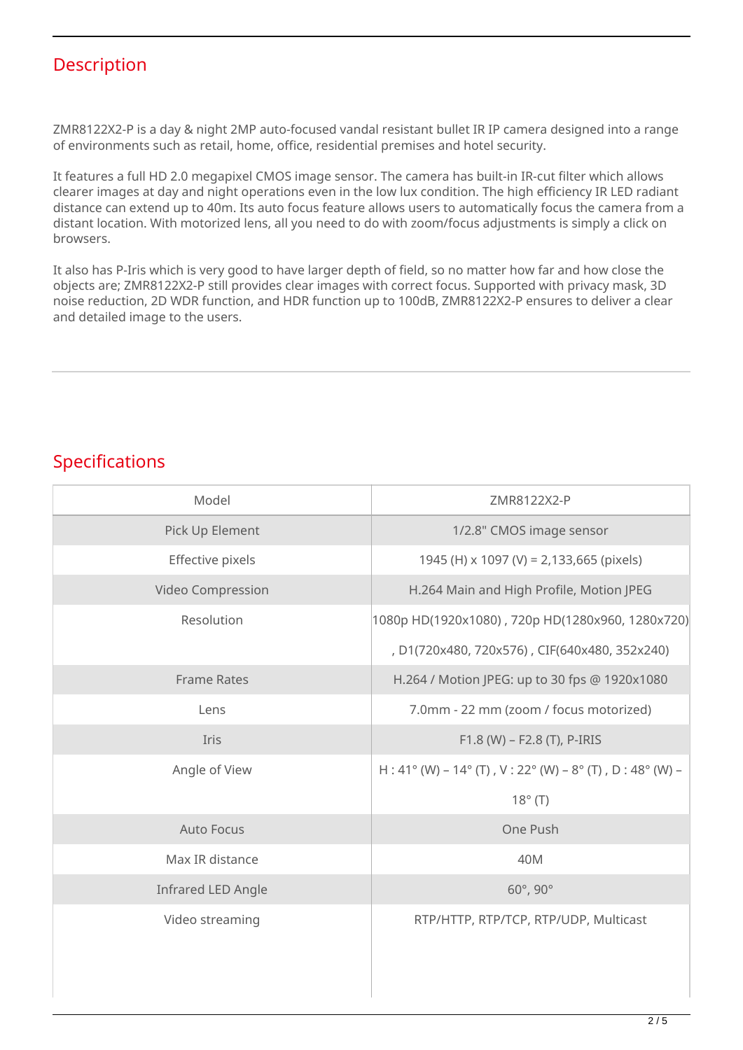## Description

ZMR8122X2-P is a day & night 2MP auto-focused vandal resistant bullet IR IP camera designed into a range of environments such as retail, home, office, residential premises and hotel security.

It features a full HD 2.0 megapixel CMOS image sensor. The camera has built-in IR-cut filter which allows clearer images at day and night operations even in the low lux condition. The high efficiency IR LED radiant distance can extend up to 40m. Its auto focus feature allows users to automatically focus the camera from a distant location. With motorized lens, all you need to do with zoom/focus adjustments is simply a click on browsers.

It also has P-Iris which is very good to have larger depth of field, so no matter how far and how close the objects are; ZMR8122X2-P still provides clear images with correct focus. Supported with privacy mask, 3D noise reduction, 2D WDR function, and HDR function up to 100dB, ZMR8122X2-P ensures to deliver a clear and detailed image to the users.

## Specifications

| Model | ZMR8122X2-P |
|---|---|
| Pick Up Element | 1/2.8" CMOS image sensor |
| Effective pixels | 1945 (H) x 1097 (V) = 2,133,665 (pixels) |
| Video Compression | H.264 Main and High Profile, Motion JPEG |
| Resolution | 1080p HD(1920x1080) , 720p HD(1280x960, 1280x720) , D1(720x480, 720x576) , CIF(640x480, 352x240) |
| Frame Rates | H.264 / Motion JPEG: up to 30 fps @ 1920x1080 |
| Lens | 7.0mm - 22 mm (zoom / focus motorized) |
| Iris | F1.8 (W) – F2.8 (T), P-IRIS |
| Angle of View | H : 41° (W) – 14° (T) , V : 22° (W) – 8° (T) , D : 48° (W) – 18° (T) |
| Auto Focus | One Push |
| Max IR distance | 40M |
| Infrared LED Angle | 60°, 90° |
| Video streaming | RTP/HTTP, RTP/TCP, RTP/UDP, Multicast |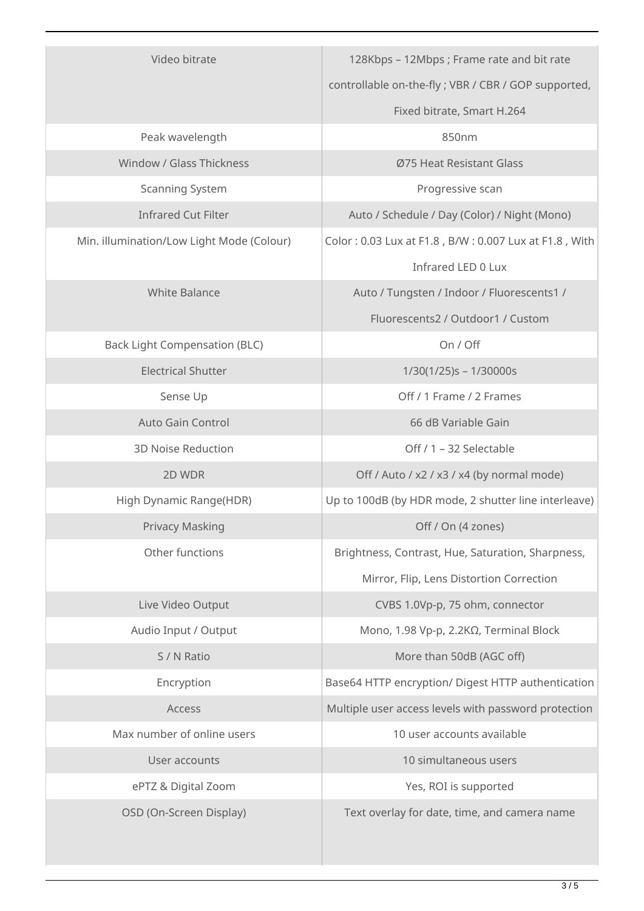| | |
|---|---|
| Video bitrate | 128Kbps – 12Mbps ; Frame rate and bit rate controllable on-the-fly ; VBR / CBR / GOP supported, Fixed bitrate, Smart H.264 |
| Peak wavelength | 850nm |
| Window / Glass Thickness | Ø75 Heat Resistant Glass |
| Scanning System | Progressive scan |
| Infrared Cut Filter | Auto / Schedule / Day (Color) / Night (Mono) |
| Min. illumination/Low Light Mode (Colour) | Color : 0.03 Lux at F1.8 , B/W : 0.007 Lux at F1.8 , With Infrared LED 0 Lux |
| White Balance | Auto / Tungsten / Indoor / Fluorescents1 / Fluorescents2 / Outdoor1 / Custom |
| Back Light Compensation (BLC) | On / Off |
| Electrical Shutter | 1/30(1/25)s – 1/30000s |
| Sense Up | Off / 1 Frame / 2 Frames |
| Auto Gain Control | 66 dB Variable Gain |
| 3D Noise Reduction | Off / 1 – 32 Selectable |
| 2D WDR | Off / Auto / x2 / x3 / x4 (by normal mode) |
| High Dynamic Range(HDR) | Up to 100dB (by HDR mode, 2 shutter line interleave) |
| Privacy Masking | Off / On (4 zones) |
| Other functions | Brightness, Contrast, Hue, Saturation, Sharpness, Mirror, Flip, Lens Distortion Correction |
| Live Video Output | CVBS 1.0Vp-p, 75 ohm, connector |
| Audio Input / Output | Mono, 1.98 Vp-p, 2.2KΩ, Terminal Block |
| S / N Ratio | More than 50dB (AGC off) |
| Encryption | Base64 HTTP encryption/ Digest HTTP authentication |
| Access | Multiple user access levels with password protection |
| Max number of online users | 10 user accounts available |
| User accounts | 10 simultaneous users |
| ePTZ & Digital Zoom | Yes, ROI is supported |
| OSD (On-Screen Display) | Text overlay for date, time, and camera name |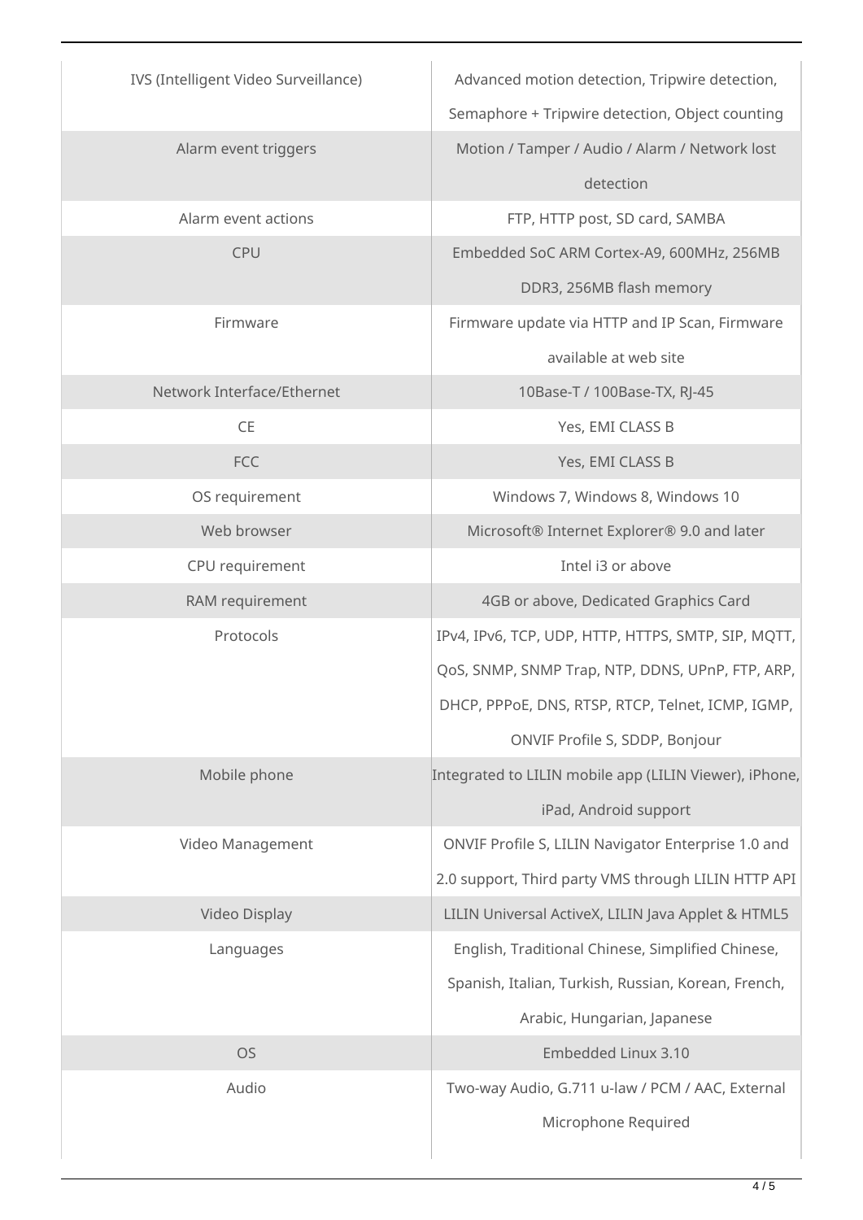| | |
|---|---|
| IVS (Intelligent Video Surveillance) | Advanced motion detection, Tripwire detection, Semaphore + Tripwire detection, Object counting |
| Alarm event triggers | Motion / Tamper / Audio / Alarm / Network lost detection |
| Alarm event actions | FTP, HTTP post, SD card, SAMBA |
| CPU | Embedded SoC ARM Cortex-A9, 600MHz, 256MB DDR3, 256MB flash memory |
| Firmware | Firmware update via HTTP and IP Scan, Firmware available at web site |
| Network Interface/Ethernet | 10Base-T / 100Base-TX, RJ-45 |
| CE | Yes, EMI CLASS B |
| FCC | Yes, EMI CLASS B |
| OS requirement | Windows 7, Windows 8, Windows 10 |
| Web browser | Microsoft® Internet Explorer® 9.0 and later |
| CPU requirement | Intel i3 or above |
| RAM requirement | 4GB or above, Dedicated Graphics Card |
| Protocols | IPv4, IPv6, TCP, UDP, HTTP, HTTPS, SMTP, SIP, MQTT, QoS, SNMP, SNMP Trap, NTP, DDNS, UPnP, FTP, ARP, DHCP, PPPoE, DNS, RTSP, RTCP, Telnet, ICMP, IGMP, ONVIF Profile S, SDDP, Bonjour |
| Mobile phone | Integrated to LILIN mobile app (LILIN Viewer), iPhone, iPad, Android support |
| Video Management | ONVIF Profile S, LILIN Navigator Enterprise 1.0 and 2.0 support, Third party VMS through LILIN HTTP API |
| Video Display | LILIN Universal ActiveX, LILIN Java Applet & HTML5 |
| Languages | English, Traditional Chinese, Simplified Chinese, Spanish, Italian, Turkish, Russian, Korean, French, Arabic, Hungarian, Japanese |
| OS | Embedded Linux 3.10 |
| Audio | Two-way Audio, G.711 u-law / PCM / AAC, External Microphone Required |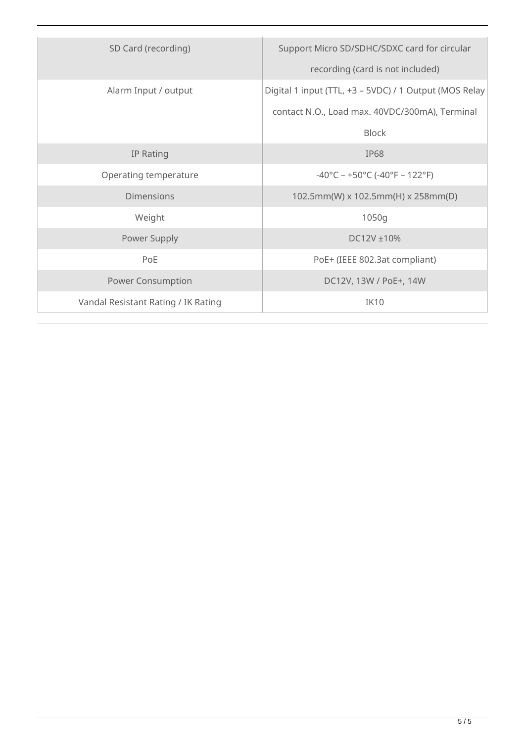| | |
|---|---|
| SD Card (recording) | Support Micro SD/SDHC/SDXC card for circular recording (card is not included) |
| Alarm Input / output | Digital 1 input (TTL, +3 – 5VDC) / 1 Output (MOS Relay contact N.O., Load max. 40VDC/300mA), Terminal Block |
| IP Rating | IP68 |
| Operating temperature | -40°C – +50°C (-40°F – 122°F) |
| Dimensions | 102.5mm(W) x 102.5mm(H) x 258mm(D) |
| Weight | 1050g |
| Power Supply | DC12V ±10% |
| PoE | PoE+ (IEEE 802.3at compliant) |
| Power Consumption | DC12V, 13W / PoE+, 14W |
| Vandal Resistant Rating / IK Rating | IK10 |